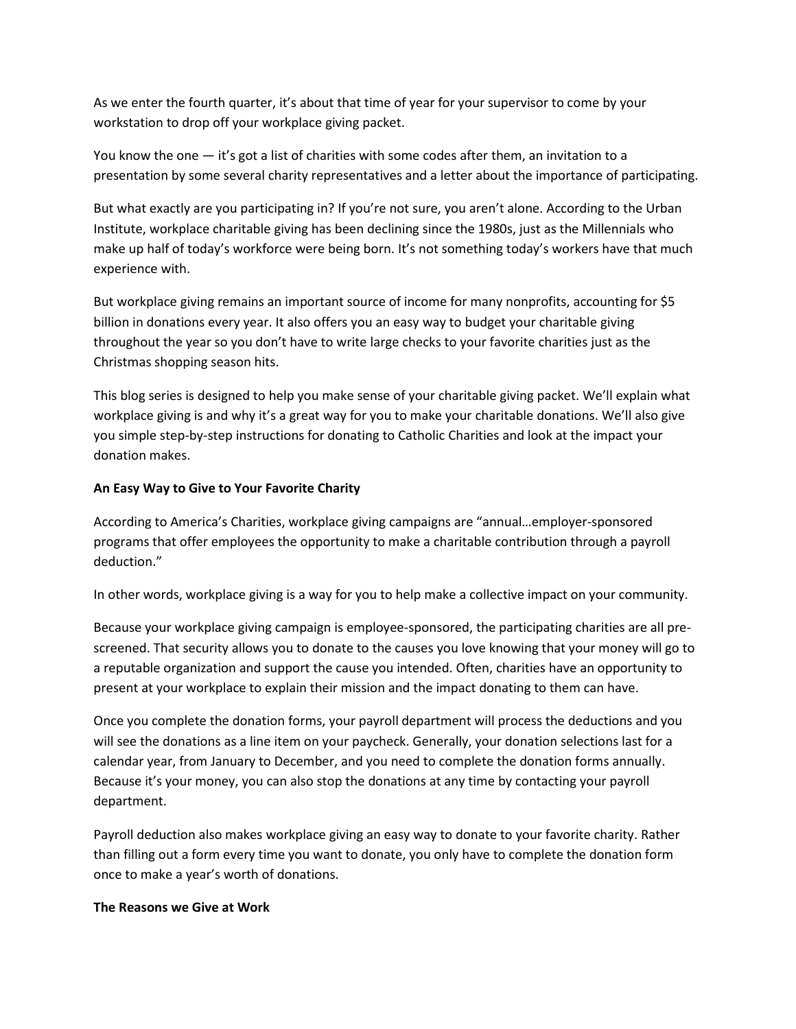As we enter the fourth quarter, it's about that time of year for your supervisor to come by your workstation to drop off your workplace giving packet.

You know the one — it's got a list of charities with some codes after them, an invitation to a presentation by some several charity representatives and a letter about the importance of participating.

But what exactly are you participating in? If you're not sure, you aren't alone. According to the Urban Institute, workplace charitable giving has been declining since the 1980s, just as the Millennials who make up half of today's workforce were being born. It's not something today's workers have that much experience with.

But workplace giving remains an important source of income for many nonprofits, accounting for $5 billion in donations every year. It also offers you an easy way to budget your charitable giving throughout the year so you don't have to write large checks to your favorite charities just as the Christmas shopping season hits.

This blog series is designed to help you make sense of your charitable giving packet. We'll explain what workplace giving is and why it's a great way for you to make your charitable donations. We'll also give you simple step-by-step instructions for donating to Catholic Charities and look at the impact your donation makes.

**An Easy Way to Give to Your Favorite Charity**

According to America's Charities, workplace giving campaigns are "annual…employer-sponsored programs that offer employees the opportunity to make a charitable contribution through a payroll deduction."

In other words, workplace giving is a way for you to help make a collective impact on your community.

Because your workplace giving campaign is employee-sponsored, the participating charities are all pre-screened. That security allows you to donate to the causes you love knowing that your money will go to a reputable organization and support the cause you intended. Often, charities have an opportunity to present at your workplace to explain their mission and the impact donating to them can have.

Once you complete the donation forms, your payroll department will process the deductions and you will see the donations as a line item on your paycheck. Generally, your donation selections last for a calendar year, from January to December, and you need to complete the donation forms annually. Because it's your money, you can also stop the donations at any time by contacting your payroll department.

Payroll deduction also makes workplace giving an easy way to donate to your favorite charity. Rather than filling out a form every time you want to donate, you only have to complete the donation form once to make a year's worth of donations.

**The Reasons we Give at Work**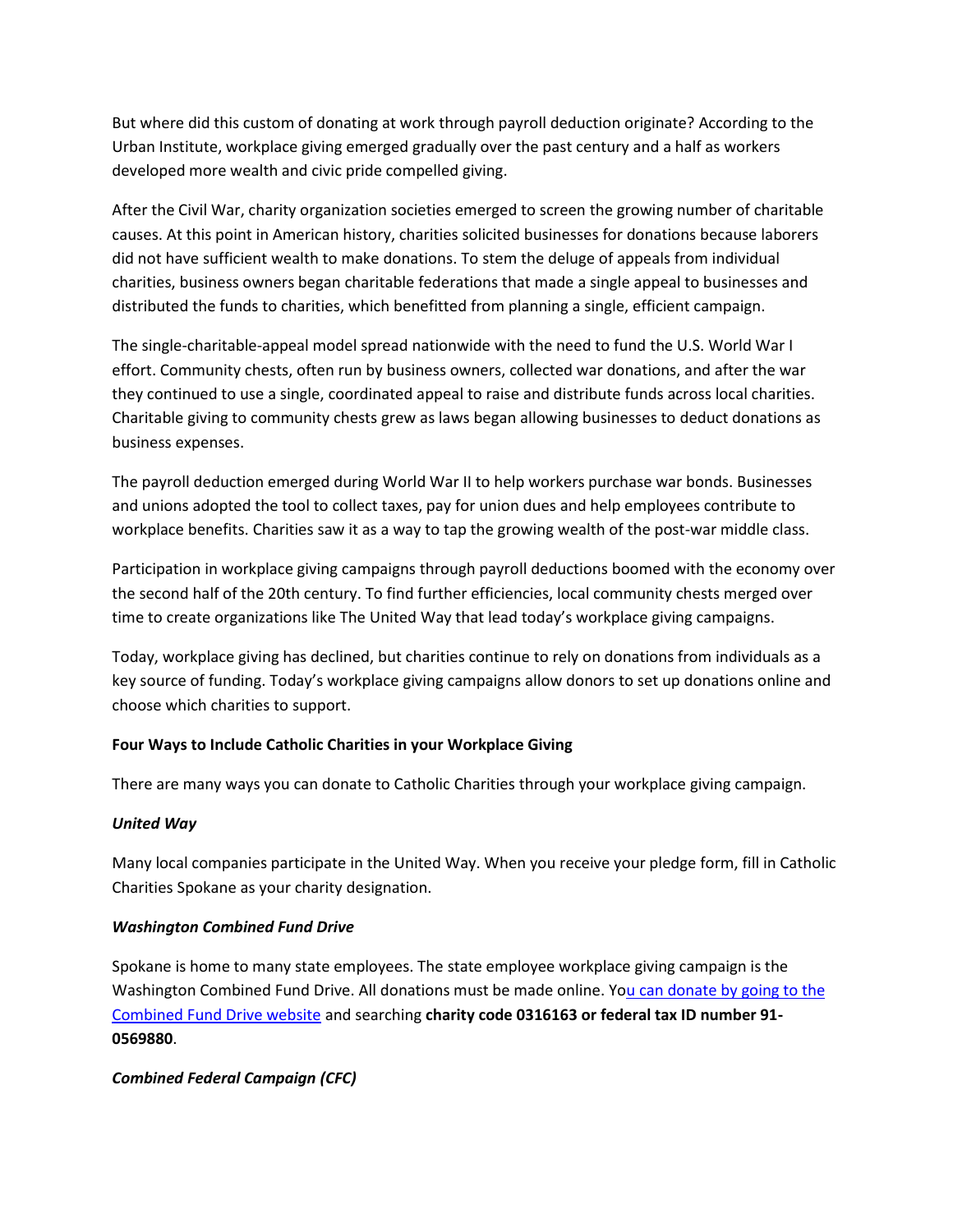But where did this custom of donating at work through payroll deduction originate? According to the Urban Institute, workplace giving emerged gradually over the past century and a half as workers developed more wealth and civic pride compelled giving.

After the Civil War, charity organization societies emerged to screen the growing number of charitable causes. At this point in American history, charities solicited businesses for donations because laborers did not have sufficient wealth to make donations. To stem the deluge of appeals from individual charities, business owners began charitable federations that made a single appeal to businesses and distributed the funds to charities, which benefitted from planning a single, efficient campaign.

The single-charitable-appeal model spread nationwide with the need to fund the U.S. World War I effort. Community chests, often run by business owners, collected war donations, and after the war they continued to use a single, coordinated appeal to raise and distribute funds across local charities. Charitable giving to community chests grew as laws began allowing businesses to deduct donations as business expenses.

The payroll deduction emerged during World War II to help workers purchase war bonds. Businesses and unions adopted the tool to collect taxes, pay for union dues and help employees contribute to workplace benefits. Charities saw it as a way to tap the growing wealth of the post-war middle class.

Participation in workplace giving campaigns through payroll deductions boomed with the economy over the second half of the 20th century. To find further efficiencies, local community chests merged over time to create organizations like The United Way that lead today's workplace giving campaigns.

Today, workplace giving has declined, but charities continue to rely on donations from individuals as a key source of funding. Today's workplace giving campaigns allow donors to set up donations online and choose which charities to support.

**Four Ways to Include Catholic Charities in your Workplace Giving**

There are many ways you can donate to Catholic Charities through your workplace giving campaign.

***United Way***

Many local companies participate in the United Way. When you receive your pledge form, fill in Catholic Charities Spokane as your charity designation.

***Washington Combined Fund Drive***

Spokane is home to many state employees. The state employee workplace giving campaign is the Washington Combined Fund Drive. All donations must be made online. You can donate by going to the Combined Fund Drive website and searching **charity code 0316163 or federal tax ID number 91-0569880**.

***Combined Federal Campaign (CFC)***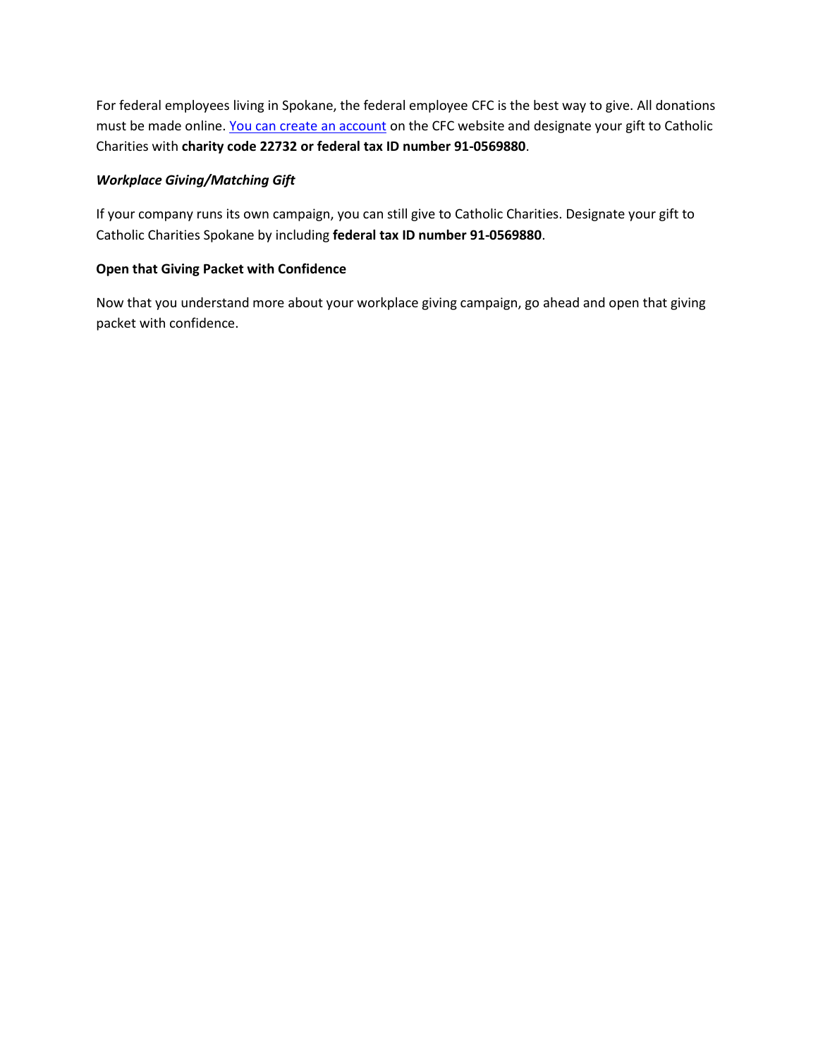For federal employees living in Spokane, the federal employee CFC is the best way to give. All donations must be made online. [You can create an account]() on the CFC website and designate your gift to Catholic Charities with **charity code 22732 or federal tax ID number 91-0569880**.

***Workplace Giving/Matching Gift***

If your company runs its own campaign, you can still give to Catholic Charities. Designate your gift to Catholic Charities Spokane by including **federal tax ID number 91-0569880**.

**Open that Giving Packet with Confidence**

Now that you understand more about your workplace giving campaign, go ahead and open that giving packet with confidence.